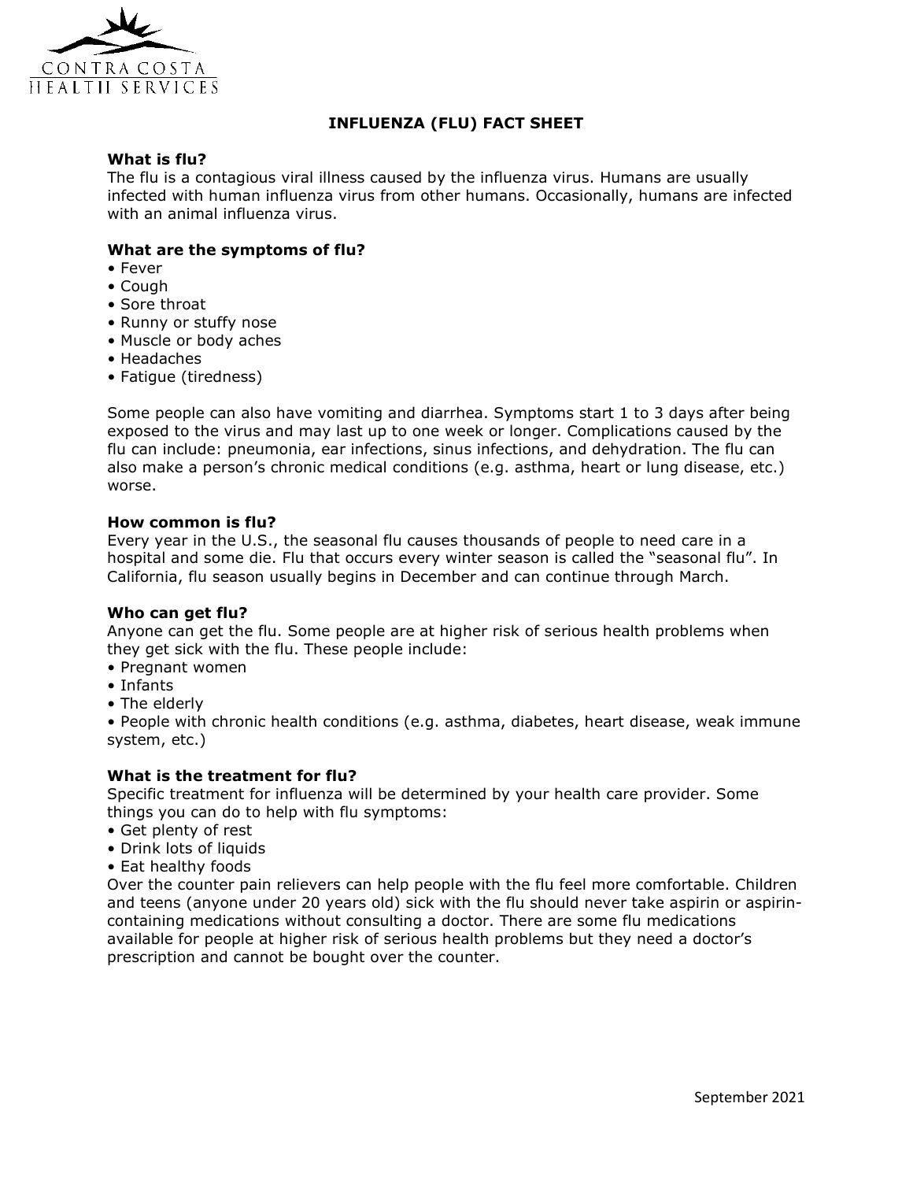CONTRA COSTA
HEALTH SERVICES

# INFLUENZA (FLU) FACT SHEET

### What is flu?

The flu is a contagious viral illness caused by the influenza virus. Humans are usually infected with human influenza virus from other humans. Occasionally, humans are infected with an animal influenza virus.

### What are the symptoms of flu?

- Fever
- Cough
- Sore throat
- Runny or stuffy nose
- Muscle or body aches
- Headaches
- Fatigue (tiredness)

Some people can also have vomiting and diarrhea. Symptoms start 1 to 3 days after being exposed to the virus and may last up to one week or longer. Complications caused by the flu can include: pneumonia, ear infections, sinus infections, and dehydration. The flu can also make a person's chronic medical conditions (e.g. asthma, heart or lung disease, etc.) worse.

### How common is flu?

Every year in the U.S., the seasonal flu causes thousands of people to need care in a hospital and some die. Flu that occurs every winter season is called the "seasonal flu". In California, flu season usually begins in December and can continue through March.

### Who can get flu?

Anyone can get the flu. Some people are at higher risk of serious health problems when they get sick with the flu. These people include:

- Pregnant women
- Infants
- The elderly
- People with chronic health conditions (e.g. asthma, diabetes, heart disease, weak immune system, etc.)

### What is the treatment for flu?

Specific treatment for influenza will be determined by your health care provider. Some things you can do to help with flu symptoms:

- Get plenty of rest
- Drink lots of liquids
- Eat healthy foods

Over the counter pain relievers can help people with the flu feel more comfortable. Children and teens (anyone under 20 years old) sick with the flu should never take aspirin or aspirin-containing medications without consulting a doctor. There are some flu medications available for people at higher risk of serious health problems but they need a doctor's prescription and cannot be bought over the counter.

September 2021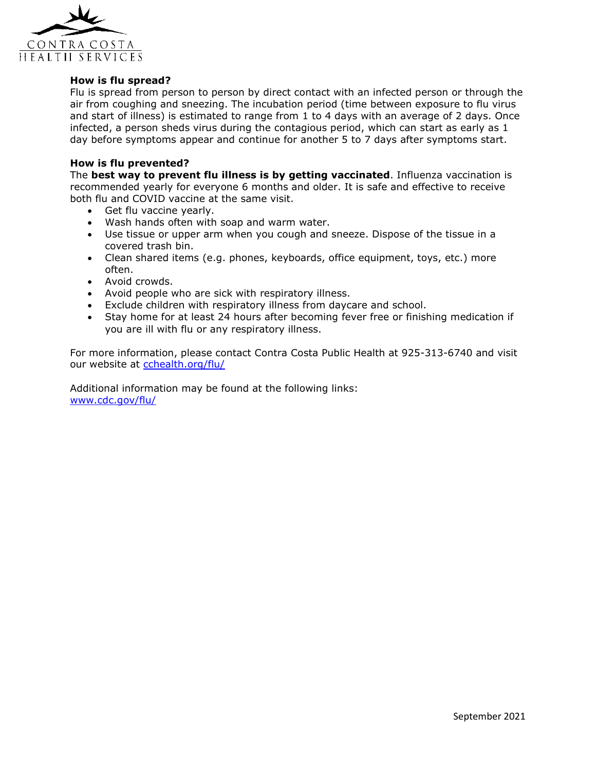### How is flu spread?

Flu is spread from person to person by direct contact with an infected person or through the air from coughing and sneezing. The incubation period (time between exposure to flu virus and start of illness) is estimated to range from 1 to 4 days with an average of 2 days. Once infected, a person sheds virus during the contagious period, which can start as early as 1 day before symptoms appear and continue for another 5 to 7 days after symptoms start.

### How is flu prevented?

The **best way to prevent flu illness is by getting vaccinated**. Influenza vaccination is recommended yearly for everyone 6 months and older. It is safe and effective to receive both flu and COVID vaccine at the same visit.

- Get flu vaccine yearly.
- Wash hands often with soap and warm water.
- Use tissue or upper arm when you cough and sneeze. Dispose of the tissue in a covered trash bin.
- Clean shared items (e.g. phones, keyboards, office equipment, toys, etc.) more often.
- Avoid crowds.
- Avoid people who are sick with respiratory illness.
- Exclude children with respiratory illness from daycare and school.
- Stay home for at least 24 hours after becoming fever free or finishing medication if you are ill with flu or any respiratory illness.

For more information, please contact Contra Costa Public Health at 925-313-6740 and visit our website at [cchealth.org/flu/](cchealth.org/flu/)

Additional information may be found at the following links:
[www.cdc.gov/flu/](www.cdc.gov/flu/)

September 2021